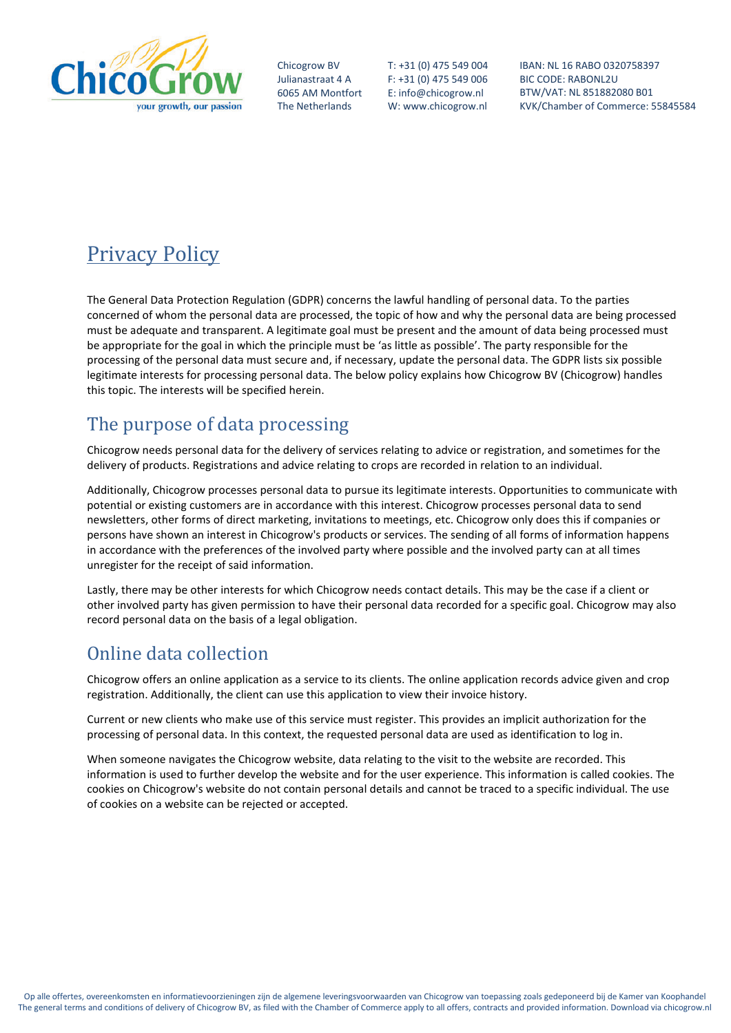Chicogrow BV
Julianastraat 4 A
6065 AM Montfort
The Netherlands

T: +31 (0) 475 549 004
F: +31 (0) 475 549 006
E: info@chicogrow.nl
W: www.chicogrow.nl

IBAN: NL 16 RABO 0320758397
BIC CODE: RABONL2U
BTW/VAT: NL 851882080 B01
KVK/Chamber of Commerce: 55845584

# Privacy Policy

The General Data Protection Regulation (GDPR) concerns the lawful handling of personal data. To the parties concerned of whom the personal data are processed, the topic of how and why the personal data are being processed must be adequate and transparent. A legitimate goal must be present and the amount of data being processed must be appropriate for the goal in which the principle must be 'as little as possible'. The party responsible for the processing of the personal data must secure and, if necessary, update the personal data. The GDPR lists six possible legitimate interests for processing personal data. The below policy explains how Chicogrow BV (Chicogrow) handles this topic. The interests will be specified herein.

## The purpose of data processing

Chicogrow needs personal data for the delivery of services relating to advice or registration, and sometimes for the delivery of products. Registrations and advice relating to crops are recorded in relation to an individual.

Additionally, Chicogrow processes personal data to pursue its legitimate interests. Opportunities to communicate with potential or existing customers are in accordance with this interest. Chicogrow processes personal data to send newsletters, other forms of direct marketing, invitations to meetings, etc. Chicogrow only does this if companies or persons have shown an interest in Chicogrow's products or services. The sending of all forms of information happens in accordance with the preferences of the involved party where possible and the involved party can at all times unregister for the receipt of said information.

Lastly, there may be other interests for which Chicogrow needs contact details. This may be the case if a client or other involved party has given permission to have their personal data recorded for a specific goal. Chicogrow may also record personal data on the basis of a legal obligation.

## Online data collection

Chicogrow offers an online application as a service to its clients. The online application records advice given and crop registration. Additionally, the client can use this application to view their invoice history.

Current or new clients who make use of this service must register. This provides an implicit authorization for the processing of personal data. In this context, the requested personal data are used as identification to log in.

When someone navigates the Chicogrow website, data relating to the visit to the website are recorded. This information is used to further develop the website and for the user experience. This information is called cookies. The cookies on Chicogrow's website do not contain personal details and cannot be traced to a specific individual. The use of cookies on a website can be rejected or accepted.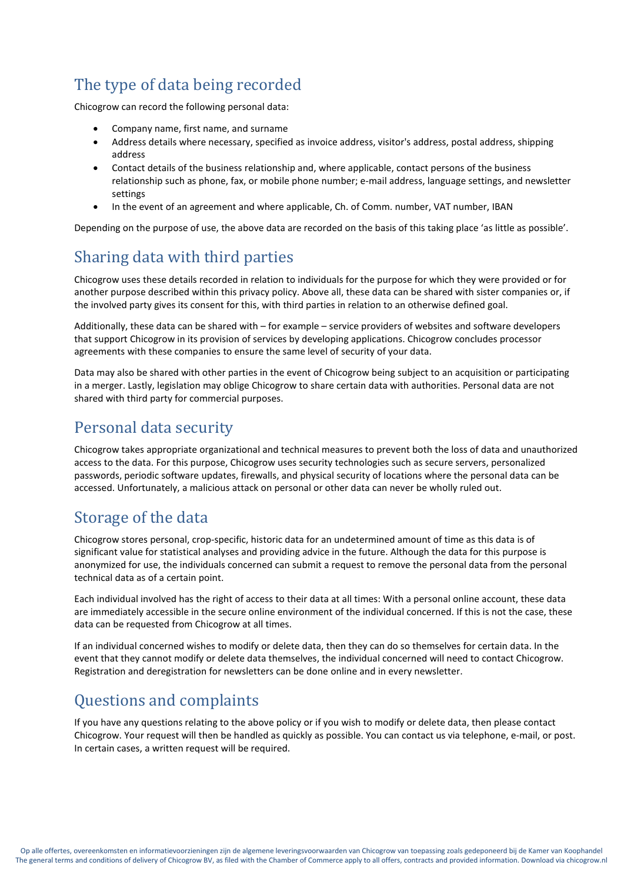## The type of data being recorded

Chicogrow can record the following personal data:

- Company name, first name, and surname
- Address details where necessary, specified as invoice address, visitor's address, postal address, shipping address
- Contact details of the business relationship and, where applicable, contact persons of the business relationship such as phone, fax, or mobile phone number; e-mail address, language settings, and newsletter settings
- In the event of an agreement and where applicable, Ch. of Comm. number, VAT number, IBAN

Depending on the purpose of use, the above data are recorded on the basis of this taking place 'as little as possible'.

## Sharing data with third parties

Chicogrow uses these details recorded in relation to individuals for the purpose for which they were provided or for another purpose described within this privacy policy. Above all, these data can be shared with sister companies or, if the involved party gives its consent for this, with third parties in relation to an otherwise defined goal.

Additionally, these data can be shared with – for example – service providers of websites and software developers that support Chicogrow in its provision of services by developing applications. Chicogrow concludes processor agreements with these companies to ensure the same level of security of your data.

Data may also be shared with other parties in the event of Chicogrow being subject to an acquisition or participating in a merger. Lastly, legislation may oblige Chicogrow to share certain data with authorities. Personal data are not shared with third party for commercial purposes.

## Personal data security

Chicogrow takes appropriate organizational and technical measures to prevent both the loss of data and unauthorized access to the data. For this purpose, Chicogrow uses security technologies such as secure servers, personalized passwords, periodic software updates, firewalls, and physical security of locations where the personal data can be accessed. Unfortunately, a malicious attack on personal or other data can never be wholly ruled out.

## Storage of the data

Chicogrow stores personal, crop-specific, historic data for an undetermined amount of time as this data is of significant value for statistical analyses and providing advice in the future. Although the data for this purpose is anonymized for use, the individuals concerned can submit a request to remove the personal data from the personal technical data as of a certain point.

Each individual involved has the right of access to their data at all times: With a personal online account, these data are immediately accessible in the secure online environment of the individual concerned. If this is not the case, these data can be requested from Chicogrow at all times.

If an individual concerned wishes to modify or delete data, then they can do so themselves for certain data. In the event that they cannot modify or delete data themselves, the individual concerned will need to contact Chicogrow. Registration and deregistration for newsletters can be done online and in every newsletter.

## Questions and complaints

If you have any questions relating to the above policy or if you wish to modify or delete data, then please contact Chicogrow. Your request will then be handled as quickly as possible. You can contact us via telephone, e-mail, or post. In certain cases, a written request will be required.

Op alle offertes, overeenkomsten en informatievoorzieningen zijn de algemene leveringsvoorwaarden van Chicogrow van toepassing zoals gedeponeerd bij de Kamer van Koophandel
The general terms and conditions of delivery of Chicogrow BV, as filed with the Chamber of Commerce apply to all offers, contracts and provided information. Download via chicogrow.nl